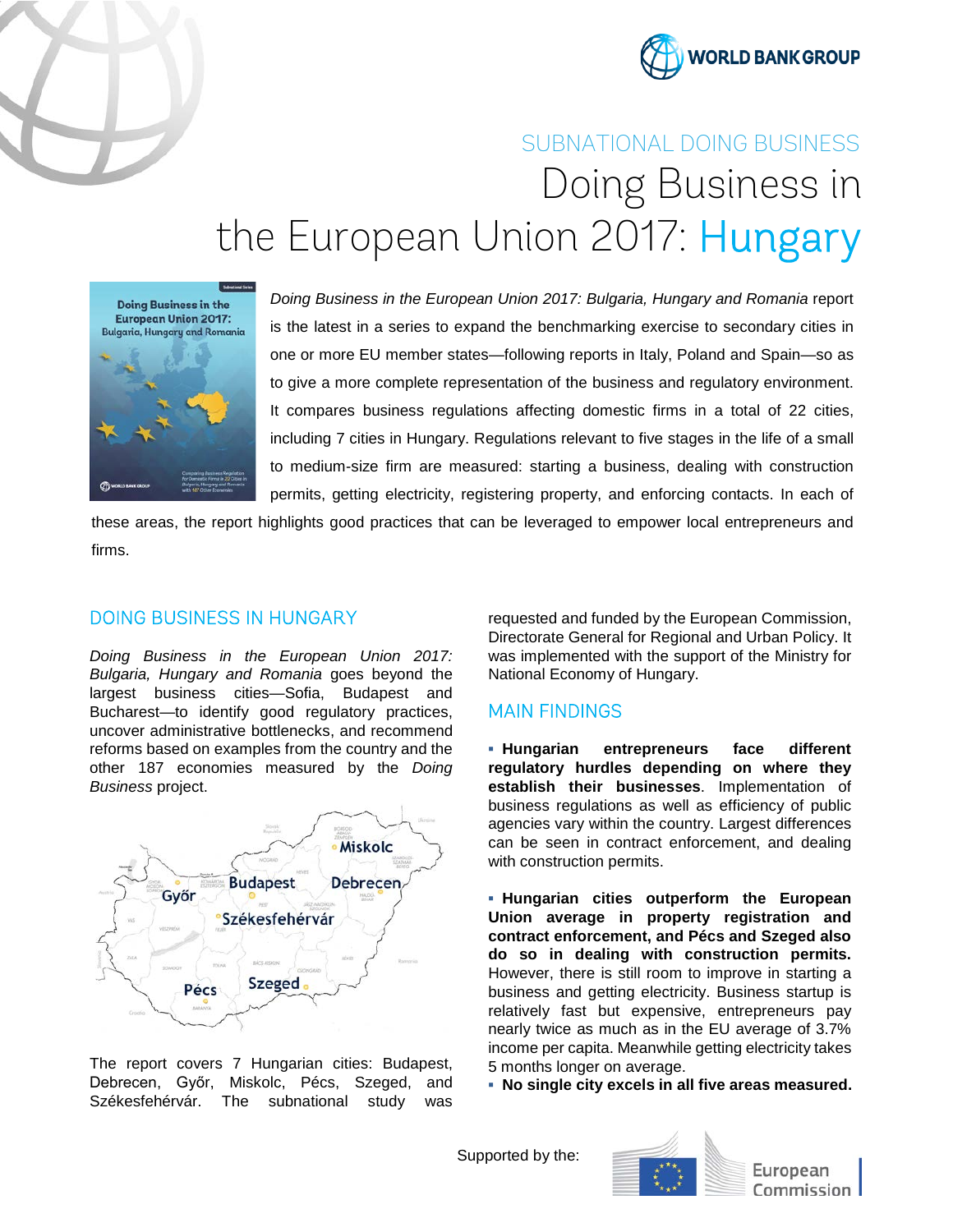SUBNATIONAL DOING BUSINESS

# Doing Business in the European Union 2017: Hungary

*Doing Business in the European Union 2017: Bulgaria, Hungary and Romania* report is the latest in a series to expand the benchmarking exercise to secondary cities in one or more EU member states—following reports in Italy, Poland and Spain—so as to give a more complete representation of the business and regulatory environment. It compares business regulations affecting domestic firms in a total of 22 cities, including 7 cities in Hungary. Regulations relevant to five stages in the life of a small to medium-size firm are measured: starting a business, dealing with construction permits, getting electricity, registering property, and enforcing contacts. In each of these areas, the report highlights good practices that can be leveraged to empower local entrepreneurs and firms.

## DOING BUSINESS IN HUNGARY

*Doing Business in the European Union 2017: Bulgaria, Hungary and Romania* goes beyond the largest business cities—Sofia, Budapest and Bucharest—to identify good regulatory practices, uncover administrative bottlenecks, and recommend reforms based on examples from the country and the other 187 economies measured by the *Doing Business* project.

The report covers 7 Hungarian cities: Budapest, Debrecen, Győr, Miskolc, Pécs, Szeged, and Székesfehérvár. The subnational study was requested and funded by the European Commission, Directorate General for Regional and Urban Policy. It was implemented with the support of the Ministry for National Economy of Hungary.

## MAIN FINDINGS

- **Hungarian entrepreneurs face different regulatory hurdles depending on where they establish their businesses**. Implementation of business regulations as well as efficiency of public agencies vary within the country. Largest differences can be seen in contract enforcement, and dealing with construction permits.

- **Hungarian cities outperform the European Union average in property registration and contract enforcement, and Pécs and Szeged also do so in dealing with construction permits.** However, there is still room to improve in starting a business and getting electricity. Business startup is relatively fast but expensive, entrepreneurs pay nearly twice as much as in the EU average of 3.7% income per capita. Meanwhile getting electricity takes 5 months longer on average.
- **No single city excels in all five areas measured.**

Supported by the: European Commission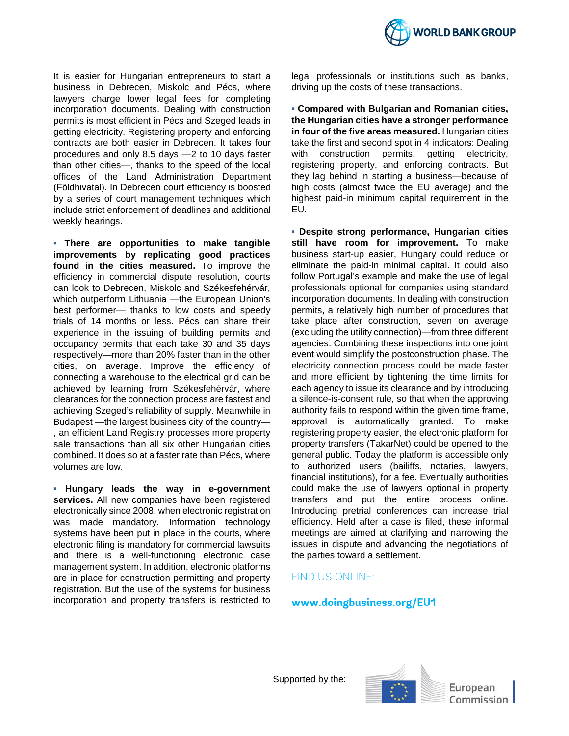It is easier for Hungarian entrepreneurs to start a business in Debrecen, Miskolc and Pécs, where lawyers charge lower legal fees for completing incorporation documents. Dealing with construction permits is most efficient in Pécs and Szeged leads in getting electricity. Registering property and enforcing contracts are both easier in Debrecen. It takes four procedures and only 8.5 days —2 to 10 days faster than other cities—, thanks to the speed of the local offices of the Land Administration Department (Földhivatal). In Debrecen court efficiency is boosted by a series of court management techniques which include strict enforcement of deadlines and additional weekly hearings.

- **There are opportunities to make tangible improvements by replicating good practices found in the cities measured.** To improve the efficiency in commercial dispute resolution, courts can look to Debrecen, Miskolc and Székesfehérvár, which outperform Lithuania —the European Union's best performer— thanks to low costs and speedy trials of 14 months or less. Pécs can share their experience in the issuing of building permits and occupancy permits that each take 30 and 35 days respectively—more than 20% faster than in the other cities, on average. Improve the efficiency of connecting a warehouse to the electrical grid can be achieved by learning from Székesfehérvár, where clearances for the connection process are fastest and achieving Szeged's reliability of supply. Meanwhile in Budapest —the largest business city of the country—, an efficient Land Registry processes more property sale transactions than all six other Hungarian cities combined. It does so at a faster rate than Pécs, where volumes are low.

- **Hungary leads the way in e-government services.** All new companies have been registered electronically since 2008, when electronic registration was made mandatory. Information technology systems have been put in place in the courts, where electronic filing is mandatory for commercial lawsuits and there is a well-functioning electronic case management system. In addition, electronic platforms are in place for construction permitting and property registration. But the use of the systems for business incorporation and property transfers is restricted to legal professionals or institutions such as banks, driving up the costs of these transactions.

- **Compared with Bulgarian and Romanian cities, the Hungarian cities have a stronger performance in four of the five areas measured.** Hungarian cities take the first and second spot in 4 indicators: Dealing with construction permits, getting electricity, registering property, and enforcing contracts. But they lag behind in starting a business—because of high costs (almost twice the EU average) and the highest paid-in minimum capital requirement in the EU.

- **Despite strong performance, Hungarian cities still have room for improvement.** To make business start-up easier, Hungary could reduce or eliminate the paid-in minimal capital. It could also follow Portugal's example and make the use of legal professionals optional for companies using standard incorporation documents. In dealing with construction permits, a relatively high number of procedures that take place after construction, seven on average (excluding the utility connection)—from three different agencies. Combining these inspections into one joint event would simplify the postconstruction phase. The electricity connection process could be made faster and more efficient by tightening the time limits for each agency to issue its clearance and by introducing a silence-is-consent rule, so that when the approving authority fails to respond within the given time frame, approval is automatically granted. To make registering property easier, the electronic platform for property transfers (TakarNet) could be opened to the general public. Today the platform is accessible only to authorized users (bailiffs, notaries, lawyers, financial institutions), for a fee. Eventually authorities could make the use of lawyers optional in property transfers and put the entire process online. Introducing pretrial conferences can increase trial efficiency. Held after a case is filed, these informal meetings are aimed at clarifying and narrowing the issues in dispute and advancing the negotiations of the parties toward a settlement.

FIND US ONLINE:

**www.doingbusiness.org/EU1**

Supported by the: European Commission